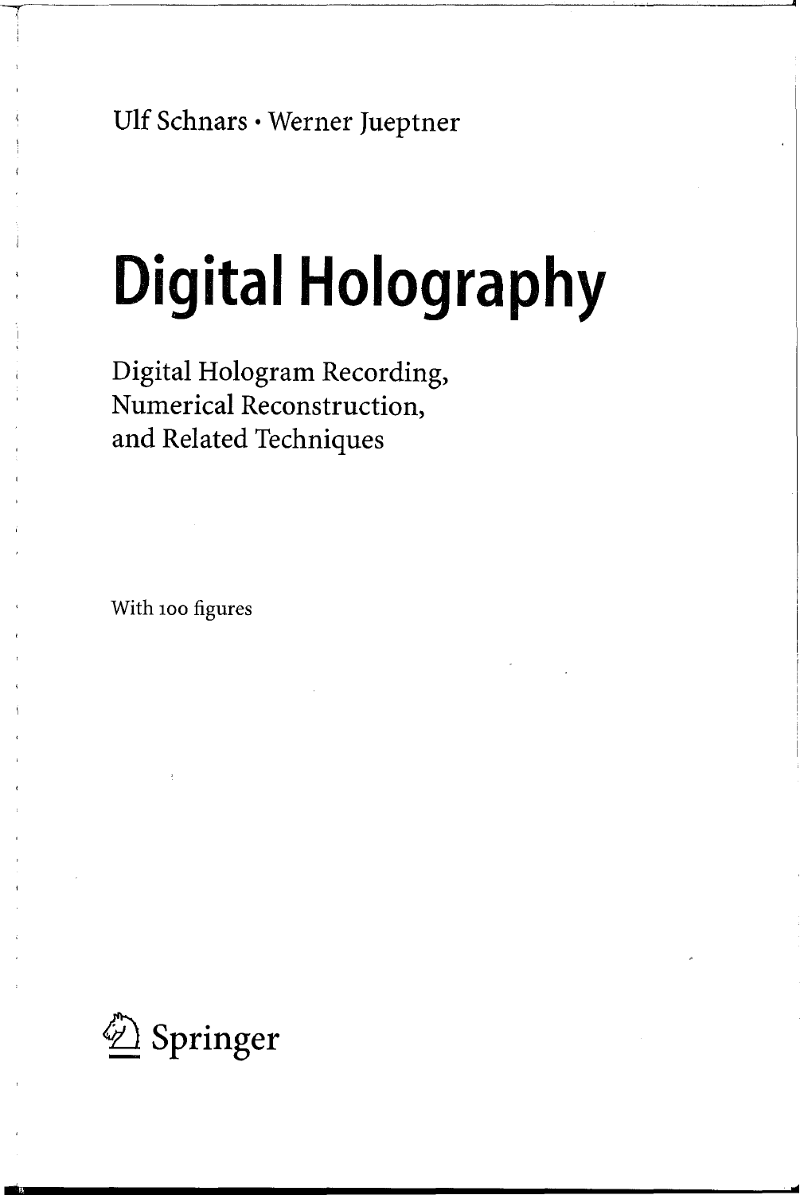Ulf Schnars · Werner Jueptner

# Digital Holography

## Digital Hologram Recording, Numerical Reconstruction, and Related Techniques

With 100 figures

Springer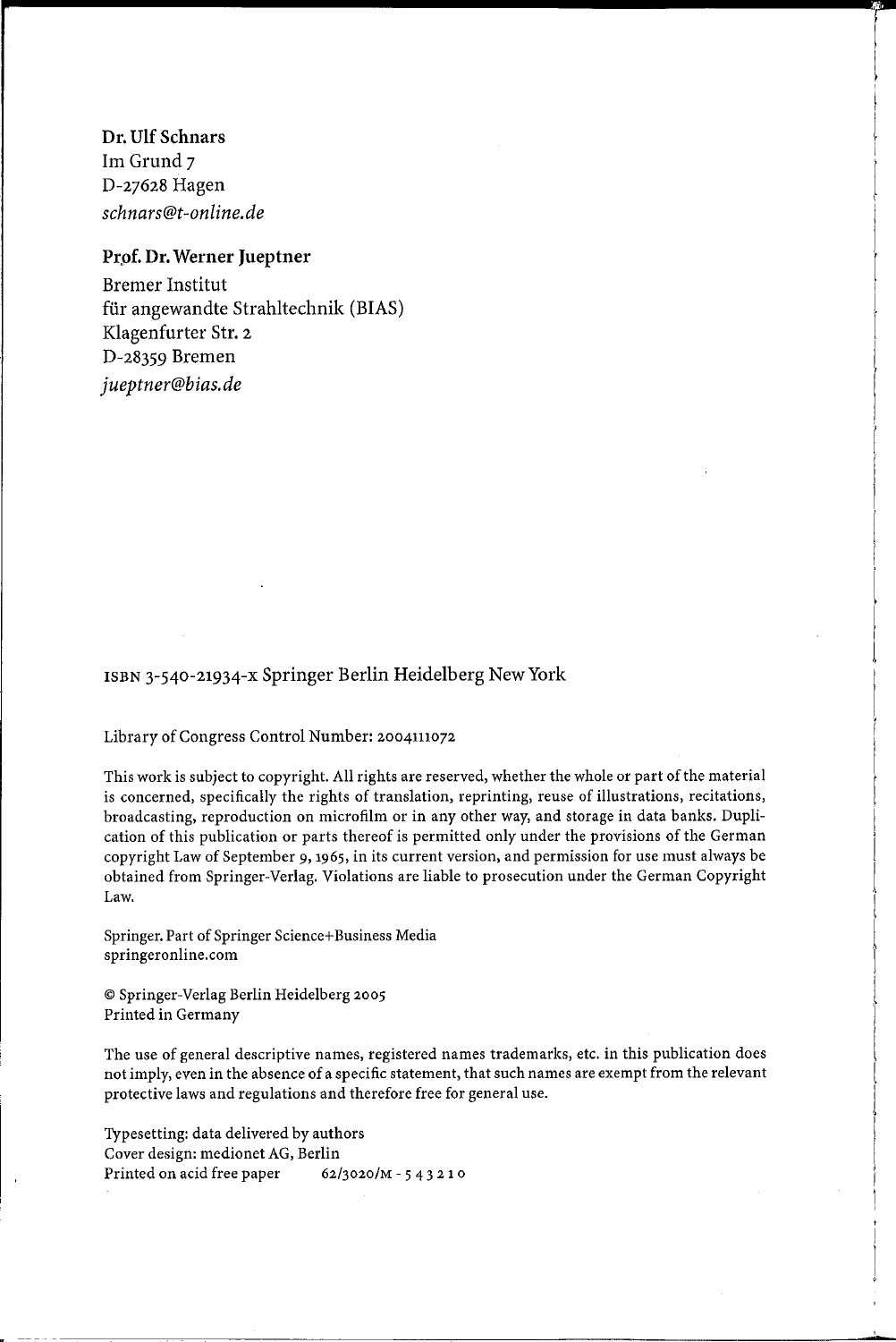**Dr. Ulf Schnars**
Im Grund 7
D-27628 Hagen
*schnars@t-online.de*

**Prof. Dr. Werner Jueptner**
Bremer Institut
für angewandte Strahltechnik (BIAS)
Klagenfurter Str. 2
D-28359 Bremen
*jueptner@bias.de*

ISBN 3-540-21934-x Springer Berlin Heidelberg New York

Library of Congress Control Number: 2004111072

This work is subject to copyright. All rights are reserved, whether the whole or part of the material is concerned, specifically the rights of translation, reprinting, reuse of illustrations, recitations, broadcasting, reproduction on microfilm or in any other way, and storage in data banks. Duplication of this publication or parts thereof is permitted only under the provisions of the German copyright Law of September 9, 1965, in its current version, and permission for use must always be obtained from Springer-Verlag. Violations are liable to prosecution under the German Copyright Law.

Springer. Part of Springer Science+Business Media
springeronline.com

© Springer-Verlag Berlin Heidelberg 2005
Printed in Germany

The use of general descriptive names, registered names trademarks, etc. in this publication does not imply, even in the absence of a specific statement, that such names are exempt from the relevant protective laws and regulations and therefore free for general use.

Typesetting: data delivered by authors
Cover design: medionet AG, Berlin
Printed on acid free paper 62/3020/M - 5 4 3 2 1 0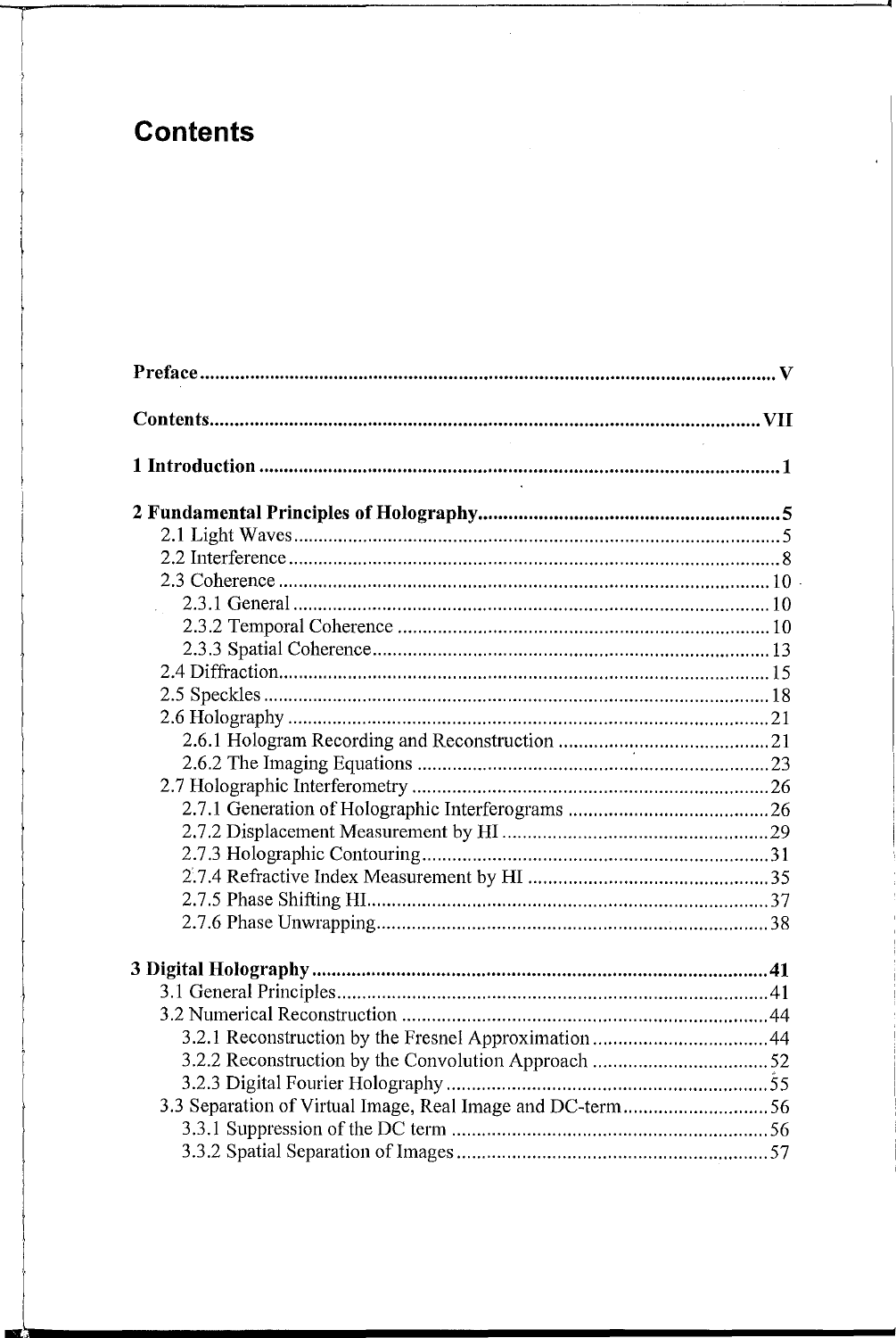# Contents

**Preface** ........ **V**

**Contents** ........ **VII**

**1 Introduction** ........ **1**

**2 Fundamental Principles of Holography** ........ **5**

- 2.1 Light Waves ........ 5
- 2.2 Interference ........ 8
- 2.3 Coherence ........ 10
  - 2.3.1 General ........ 10
  - 2.3.2 Temporal Coherence ........ 10
  - 2.3.3 Spatial Coherence ........ 13
- 2.4 Diffraction ........ 15
- 2.5 Speckles ........ 18
- 2.6 Holography ........ 21
  - 2.6.1 Hologram Recording and Reconstruction ........ 21
  - 2.6.2 The Imaging Equations ........ 23
- 2.7 Holographic Interferometry ........ 26
  - 2.7.1 Generation of Holographic Interferograms ........ 26
  - 2.7.2 Displacement Measurement by HI ........ 29
  - 2.7.3 Holographic Contouring ........ 31
  - 2.7.4 Refractive Index Measurement by HI ........ 35
  - 2.7.5 Phase Shifting HI ........ 37
  - 2.7.6 Phase Unwrapping ........ 38

**3 Digital Holography** ........ **41**

- 3.1 General Principles ........ 41
- 3.2 Numerical Reconstruction ........ 44
  - 3.2.1 Reconstruction by the Fresnel Approximation ........ 44
  - 3.2.2 Reconstruction by the Convolution Approach ........ 52
  - 3.2.3 Digital Fourier Holography ........ 55
- 3.3 Separation of Virtual Image, Real Image and DC-term ........ 56
  - 3.3.1 Suppression of the DC term ........ 56
  - 3.3.2 Spatial Separation of Images ........ 57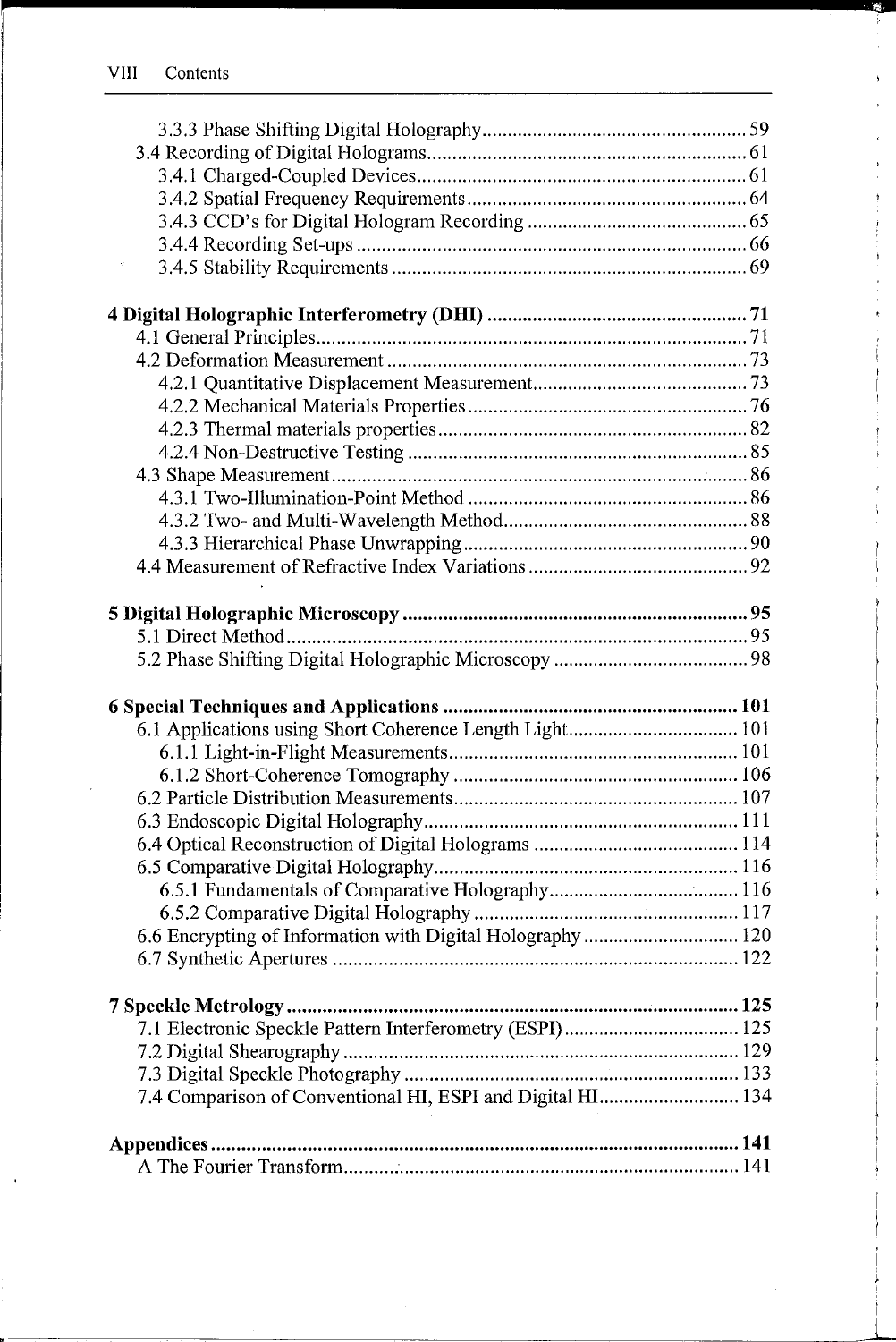3.3.3 Phase Shifting Digital Holography .......... 59
3.4 Recording of Digital Holograms .......... 61
3.4.1 Charged-Coupled Devices .......... 61
3.4.2 Spatial Frequency Requirements .......... 64
3.4.3 CCD's for Digital Hologram Recording .......... 65
3.4.4 Recording Set-ups .......... 66
3.4.5 Stability Requirements .......... 69

**4 Digital Holographic Interferometry (DHI) .......... 71**
4.1 General Principles .......... 71
4.2 Deformation Measurement .......... 73
4.2.1 Quantitative Displacement Measurement .......... 73
4.2.2 Mechanical Materials Properties .......... 76
4.2.3 Thermal materials properties .......... 82
4.2.4 Non-Destructive Testing .......... 85
4.3 Shape Measurement .......... 86
4.3.1 Two-Illumination-Point Method .......... 86
4.3.2 Two- and Multi-Wavelength Method .......... 88
4.3.3 Hierarchical Phase Unwrapping .......... 90
4.4 Measurement of Refractive Index Variations .......... 92

**5 Digital Holographic Microscopy .......... 95**
5.1 Direct Method .......... 95
5.2 Phase Shifting Digital Holographic Microscopy .......... 98

**6 Special Techniques and Applications .......... 101**
6.1 Applications using Short Coherence Length Light .......... 101
6.1.1 Light-in-Flight Measurements .......... 101
6.1.2 Short-Coherence Tomography .......... 106
6.2 Particle Distribution Measurements .......... 107
6.3 Endoscopic Digital Holography .......... 111
6.4 Optical Reconstruction of Digital Holograms .......... 114
6.5 Comparative Digital Holography .......... 116
6.5.1 Fundamentals of Comparative Holography .......... 116
6.5.2 Comparative Digital Holography .......... 117
6.6 Encrypting of Information with Digital Holography .......... 120
6.7 Synthetic Apertures .......... 122

**7 Speckle Metrology .......... 125**
7.1 Electronic Speckle Pattern Interferometry (ESPI) .......... 125
7.2 Digital Shearography .......... 129
7.3 Digital Speckle Photography .......... 133
7.4 Comparison of Conventional HI, ESPI and Digital HI .......... 134

**Appendices .......... 141**
A The Fourier Transform .......... 141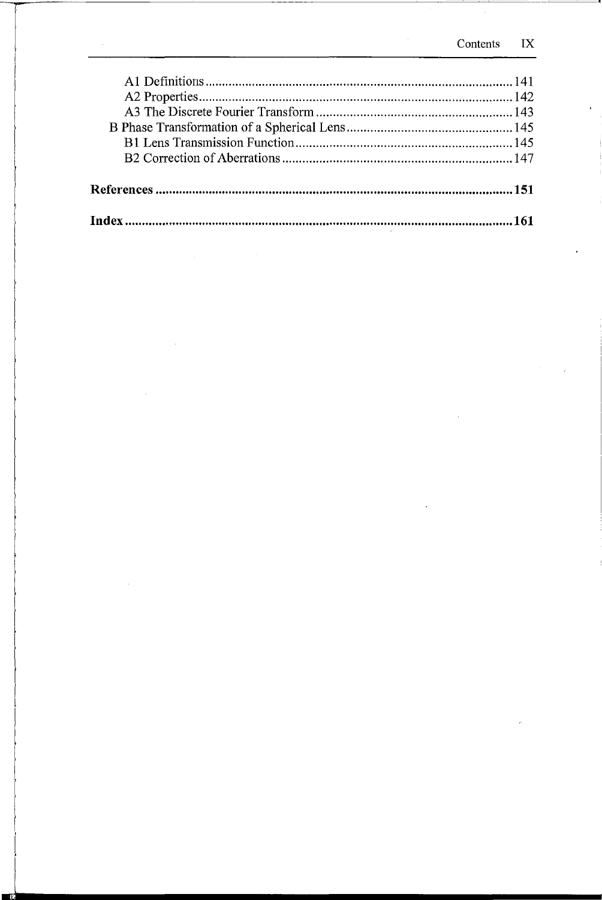A1 Definitions .......... 141
A2 Properties .......... 142
A3 The Discrete Fourier Transform .......... 143
B Phase Transformation of a Spherical Lens .......... 145
B1 Lens Transmission Function .......... 145
B2 Correction of Aberrations .......... 147

**References .......... 151**

**Index .......... 161**